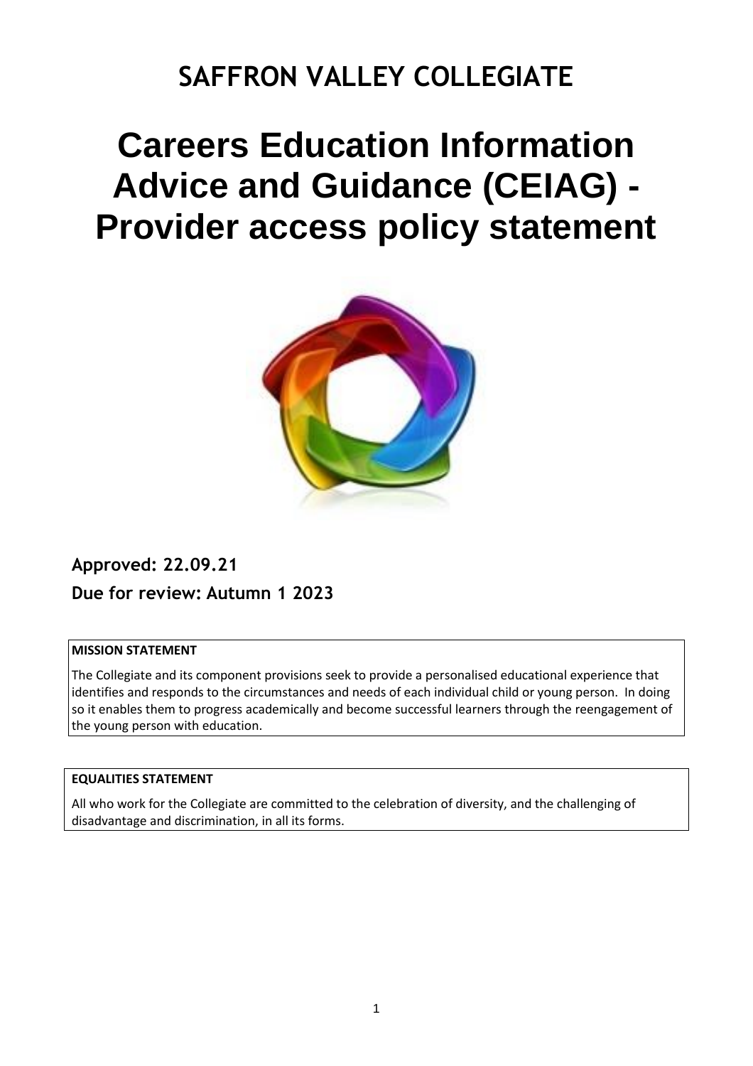# SAFFRON VALLEY COLLEGIATE

# Careers Education Information Advice and Guidance (CEIAG) - Provider access policy statement

**Approved: 22.09.21**

**Due for review: Autumn 1 2023**

| **MISSION STATEMENT** |
|---|
| The Collegiate and its component provisions seek to provide a personalised educational experience that identifies and responds to the circumstances and needs of each individual child or young person. In doing so it enables them to progress academically and become successful learners through the reengagement of the young person with education. |

| **EQUALITIES STATEMENT** |
|---|
| All who work for the Collegiate are committed to the celebration of diversity, and the challenging of disadvantage and discrimination, in all its forms. |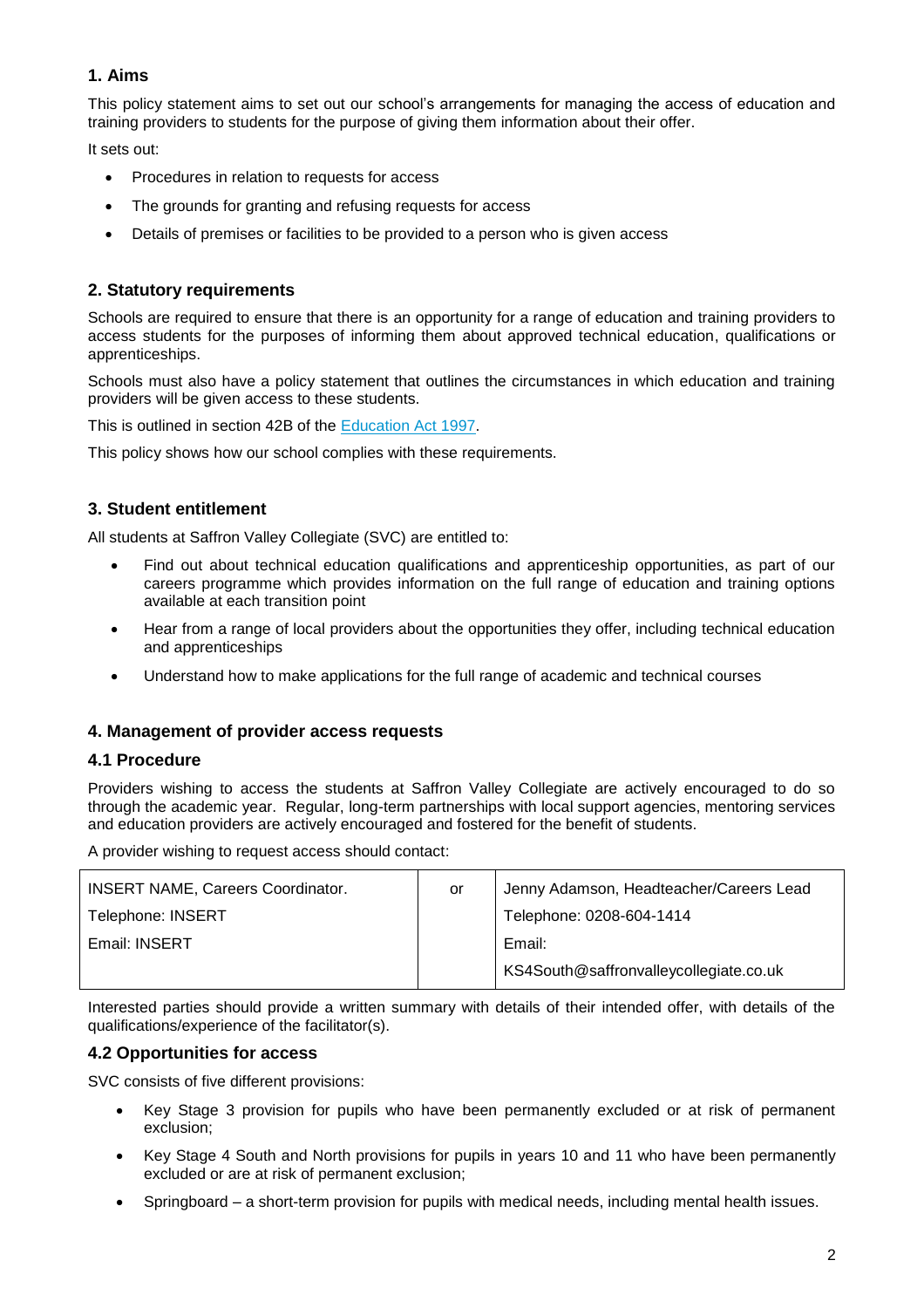## 1. Aims

This policy statement aims to set out our school's arrangements for managing the access of education and training providers to students for the purpose of giving them information about their offer.

It sets out:

- Procedures in relation to requests for access
- The grounds for granting and refusing requests for access
- Details of premises or facilities to be provided to a person who is given access

## 2. Statutory requirements

Schools are required to ensure that there is an opportunity for a range of education and training providers to access students for the purposes of informing them about approved technical education, qualifications or apprenticeships.

Schools must also have a policy statement that outlines the circumstances in which education and training providers will be given access to these students.

This is outlined in section 42B of the Education Act 1997.

This policy shows how our school complies with these requirements.

## 3. Student entitlement

All students at Saffron Valley Collegiate (SVC) are entitled to:

- Find out about technical education qualifications and apprenticeship opportunities, as part of our careers programme which provides information on the full range of education and training options available at each transition point
- Hear from a range of local providers about the opportunities they offer, including technical education and apprenticeships
- Understand how to make applications for the full range of academic and technical courses

## 4. Management of provider access requests

### 4.1 Procedure

Providers wishing to access the students at Saffron Valley Collegiate are actively encouraged to do so through the academic year. Regular, long-term partnerships with local support agencies, mentoring services and education providers are actively encouraged and fostered for the benefit of students.

A provider wishing to request access should contact:

| | | |
|---|---|---|
| INSERT NAME, Careers Coordinator.<br>Telephone: INSERT<br>Email: INSERT | or | Jenny Adamson, Headteacher/Careers Lead<br>Telephone: 0208-604-1414<br>Email:<br>KS4South@saffronvalleycollegiate.co.uk |

Interested parties should provide a written summary with details of their intended offer, with details of the qualifications/experience of the facilitator(s).

### 4.2 Opportunities for access

SVC consists of five different provisions:

- Key Stage 3 provision for pupils who have been permanently excluded or at risk of permanent exclusion;
- Key Stage 4 South and North provisions for pupils in years 10 and 11 who have been permanently excluded or are at risk of permanent exclusion;
- Springboard – a short-term provision for pupils with medical needs, including mental health issues.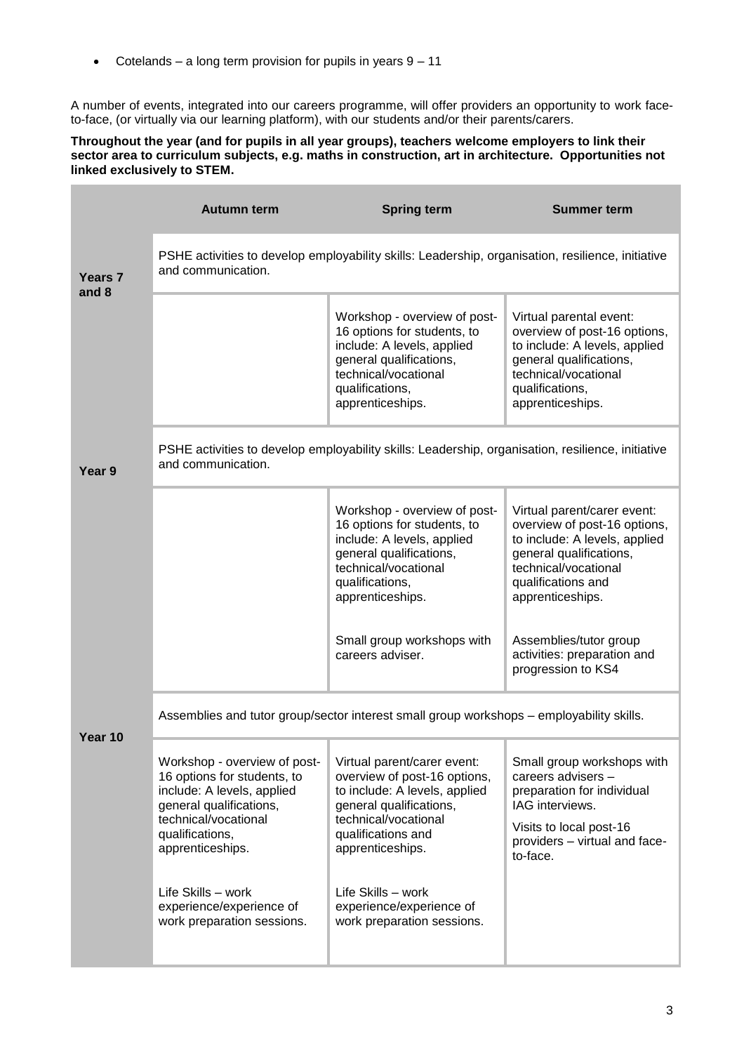- Cotelands – a long term provision for pupils in years 9 – 11

A number of events, integrated into our careers programme, will offer providers an opportunity to work face-to-face, (or virtually via our learning platform), with our students and/or their parents/carers.

**Throughout the year (and for pupils in all year groups), teachers welcome employers to link their sector area to curriculum subjects, e.g. maths in construction, art in architecture. Opportunities not linked exclusively to STEM.**

| | Autumn term | Spring term | Summer term |
|---|---|---|---|
| **Years 7 and 8** | PSHE activities to develop employability skills: Leadership, organisation, resilience, initiative and communication. | | |
| | | Workshop - overview of post-16 options for students, to include: A levels, applied general qualifications, technical/vocational qualifications, apprenticeships. | Virtual parental event: overview of post-16 options, to include: A levels, applied general qualifications, technical/vocational qualifications, apprenticeships. |
| **Year 9** | PSHE activities to develop employability skills: Leadership, organisation, resilience, initiative and communication. | | |
| | | Workshop - overview of post-16 options for students, to include: A levels, applied general qualifications, technical/vocational qualifications, apprenticeships.<br><br>Small group workshops with careers adviser. | Virtual parent/carer event: overview of post-16 options, to include: A levels, applied general qualifications, technical/vocational qualifications and apprenticeships.<br><br>Assemblies/tutor group activities: preparation and progression to KS4 |
| **Year 10** | Assemblies and tutor group/sector interest small group workshops – employability skills. | | |
| | Workshop - overview of post-16 options for students, to include: A levels, applied general qualifications, technical/vocational qualifications, apprenticeships.<br><br>Life Skills – work experience/experience of work preparation sessions. | Virtual parent/carer event: overview of post-16 options, to include: A levels, applied general qualifications, technical/vocational qualifications and apprenticeships.<br><br>Life Skills – work experience/experience of work preparation sessions. | Small group workshops with careers advisers – preparation for individual IAG interviews.<br><br>Visits to local post-16 providers – virtual and face-to-face. |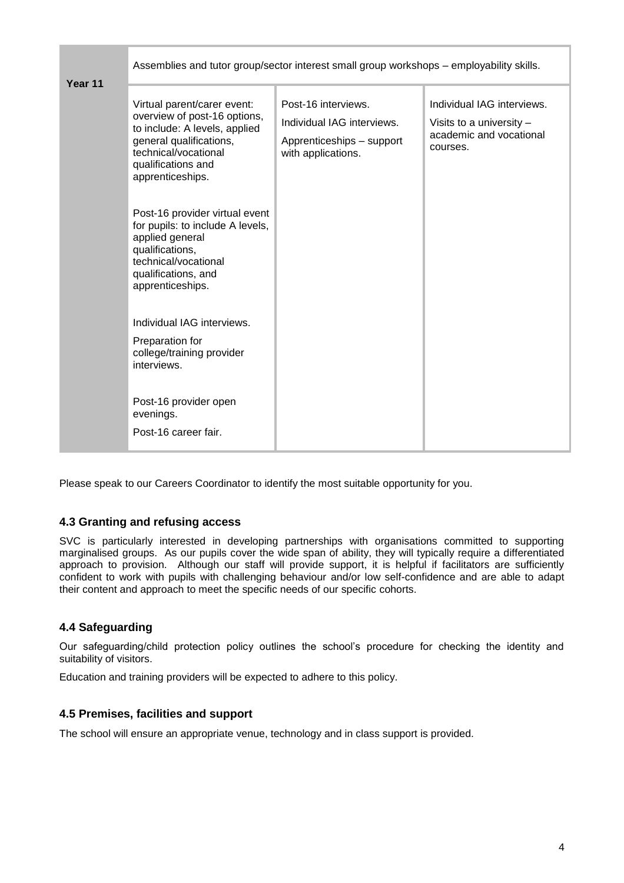| Year 11 | Assemblies and tutor group/sector interest small group workshops – employability skills. | | |
|---|---|---|---|
| | Virtual parent/carer event: overview of post-16 options, to include: A levels, applied general qualifications, technical/vocational qualifications and apprenticeships.<br><br>Post-16 provider virtual event for pupils: to include A levels, applied general qualifications, technical/vocational qualifications, and apprenticeships.<br><br>Individual IAG interviews.<br><br>Preparation for college/training provider interviews.<br><br>Post-16 provider open evenings.<br><br>Post-16 career fair. | Post-16 interviews.<br><br>Individual IAG interviews.<br><br>Apprenticeships – support with applications. | Individual IAG interviews.<br><br>Visits to a university – academic and vocational courses. |

Please speak to our Careers Coordinator to identify the most suitable opportunity for you.

### 4.3 Granting and refusing access

SVC is particularly interested in developing partnerships with organisations committed to supporting marginalised groups. As our pupils cover the wide span of ability, they will typically require a differentiated approach to provision. Although our staff will provide support, it is helpful if facilitators are sufficiently confident to work with pupils with challenging behaviour and/or low self-confidence and are able to adapt their content and approach to meet the specific needs of our specific cohorts.

### 4.4 Safeguarding

Our safeguarding/child protection policy outlines the school's procedure for checking the identity and suitability of visitors.

Education and training providers will be expected to adhere to this policy.

### 4.5 Premises, facilities and support

The school will ensure an appropriate venue, technology and in class support is provided.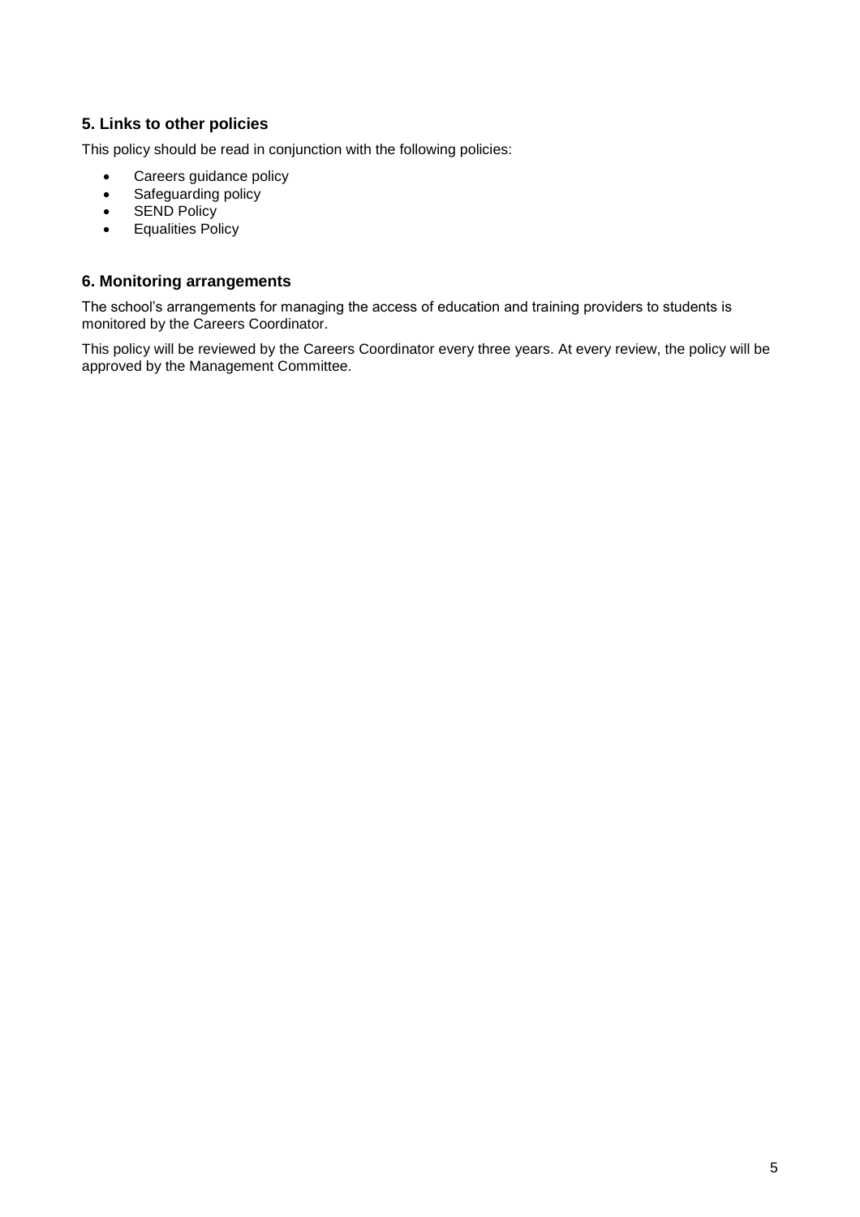## 5. Links to other policies

This policy should be read in conjunction with the following policies:

- Careers guidance policy
- Safeguarding policy
- SEND Policy
- Equalities Policy

## 6. Monitoring arrangements

The school's arrangements for managing the access of education and training providers to students is monitored by the Careers Coordinator.

This policy will be reviewed by the Careers Coordinator every three years. At every review, the policy will be approved by the Management Committee.